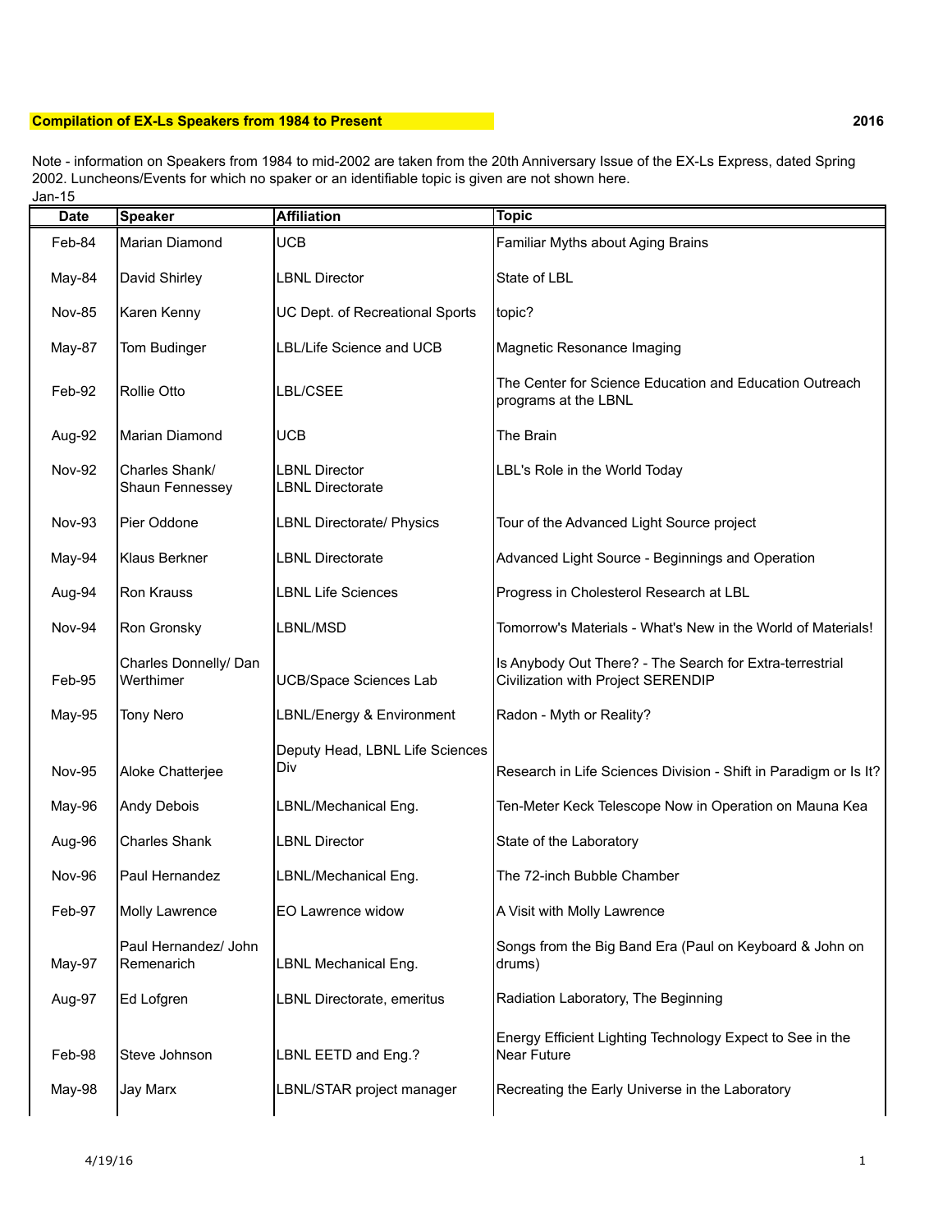**Compilation of EX-Ls Speakers from 1984 to Present** 2016

Note - information on Speakers from 1984 to mid-2002 are taken from the 20th Anniversary Issue of the EX-Ls Express, dated Spring 2002. Luncheons/Events for which no spaker or an identifiable topic is given are not shown here.

Jan-15

| Date | Speaker | Affiliation | Topic |
|---|---|---|---|
| Feb-84 | Marian Diamond | UCB | Familiar Myths about Aging Brains |
| May-84 | David Shirley | LBNL Director | State of LBL |
| Nov-85 | Karen Kenny | UC Dept. of Recreational Sports | topic? |
| May-87 | Tom Budinger | LBL/Life Science and UCB | Magnetic Resonance Imaging |
| Feb-92 | Rollie Otto | LBL/CSEE | The Center for Science Education and Education Outreach programs at the LBNL |
| Aug-92 | Marian Diamond | UCB | The Brain |
| Nov-92 | Charles Shank/ Shaun Fennessey | LBNL Director LBNL Directorate | LBL's Role in the World Today |
| Nov-93 | Pier Oddone | LBNL Directorate/ Physics | Tour of the Advanced Light Source project |
| May-94 | Klaus Berkner | LBNL Directorate | Advanced Light Source - Beginnings and Operation |
| Aug-94 | Ron Krauss | LBNL Life Sciences | Progress in Cholesterol Research at LBL |
| Nov-94 | Ron Gronsky | LBNL/MSD | Tomorrow's Materials - What's New in the World of Materials! |
| Feb-95 | Charles Donnelly/ Dan Werthimer | UCB/Space Sciences Lab | Is Anybody Out There? - The Search for Extra-terrestrial Civilization with Project SERENDIP |
| May-95 | Tony Nero | LBNL/Energy & Environment | Radon - Myth or Reality? |
| Nov-95 | Aloke Chatterjee | Deputy Head, LBNL Life Sciences Div | Research in Life Sciences Division - Shift in Paradigm or Is It? |
| May-96 | Andy Debois | LBNL/Mechanical Eng. | Ten-Meter Keck Telescope Now in Operation on Mauna Kea |
| Aug-96 | Charles Shank | LBNL Director | State of the Laboratory |
| Nov-96 | Paul Hernandez | LBNL/Mechanical Eng. | The 72-inch Bubble Chamber |
| Feb-97 | Molly Lawrence | EO Lawrence widow | A Visit with Molly Lawrence |
| May-97 | Paul Hernandez/ John Remenarich | LBNL Mechanical Eng. | Songs from the Big Band Era (Paul on Keyboard & John on drums) |
| Aug-97 | Ed Lofgren | LBNL Directorate, emeritus | Radiation Laboratory, The Beginning |
| Feb-98 | Steve Johnson | LBNL EETD and Eng.? | Energy Efficient Lighting Technology Expect to See in the Near Future |
| May-98 | Jay Marx | LBNL/STAR project manager | Recreating the Early Universe in the Laboratory |

4/19/16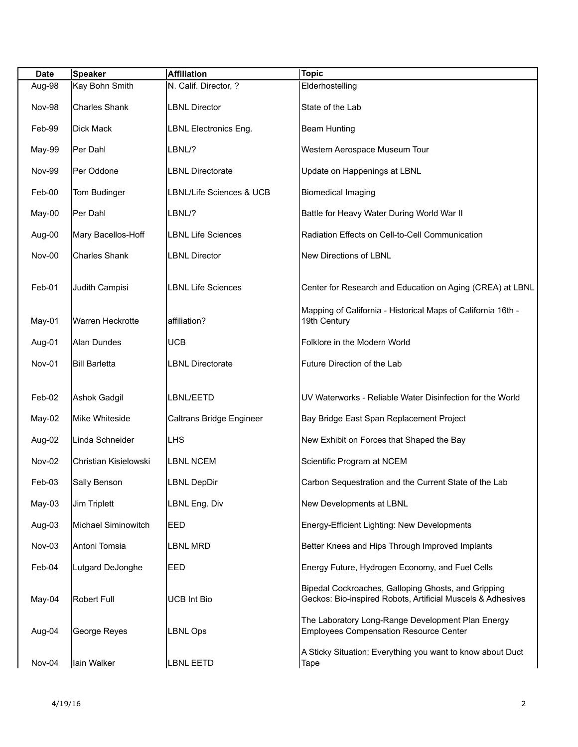| Date | Speaker | Affiliation | Topic |
|---|---|---|---|
| Aug-98 | Kay Bohn Smith | N. Calif. Director, ? | Elderhostelling |
| Nov-98 | Charles Shank | LBNL Director | State of the Lab |
| Feb-99 | Dick Mack | LBNL Electronics Eng. | Beam Hunting |
| May-99 | Per Dahl | LBNL/? | Western Aerospace Museum Tour |
| Nov-99 | Per Oddone | LBNL Directorate | Update on Happenings at LBNL |
| Feb-00 | Tom Budinger | LBNL/Life Sciences & UCB | Biomedical Imaging |
| May-00 | Per Dahl | LBNL/? | Battle for Heavy Water During World War II |
| Aug-00 | Mary Bacellos-Hoff | LBNL Life Sciences | Radiation Effects on Cell-to-Cell Communication |
| Nov-00 | Charles Shank | LBNL Director | New Directions of LBNL |
| Feb-01 | Judith Campisi | LBNL Life Sciences | Center for Research and Education on Aging (CREA) at LBNL |
| May-01 | Warren Heckrotte | affiliation? | Mapping of California - Historical Maps of California 16th - 19th Century |
| Aug-01 | Alan Dundes | UCB | Folklore in the Modern World |
| Nov-01 | Bill Barletta | LBNL Directorate | Future Direction of the Lab |
| Feb-02 | Ashok Gadgil | LBNL/EETD | UV Waterworks - Reliable Water Disinfection for the World |
| May-02 | Mike Whiteside | Caltrans Bridge Engineer | Bay Bridge East Span Replacement Project |
| Aug-02 | Linda Schneider | LHS | New Exhibit on Forces that Shaped the Bay |
| Nov-02 | Christian Kisielowski | LBNL NCEM | Scientific Program at NCEM |
| Feb-03 | Sally Benson | LBNL DepDir | Carbon Sequestration and the Current State of the Lab |
| May-03 | Jim Triplett | LBNL Eng. Div | New Developments at LBNL |
| Aug-03 | Michael Siminowitch | EED | Energy-Efficient Lighting: New Developments |
| Nov-03 | Antoni Tomsia | LBNL MRD | Better Knees and Hips Through Improved Implants |
| Feb-04 | Lutgard DeJonghe | EED | Energy Future, Hydrogen Economy, and Fuel Cells |
| May-04 | Robert Full | UCB Int Bio | Bipedal Cockroaches, Galloping Ghosts, and Gripping Geckos: Bio-inspired Robots, Artificial Muscels & Adhesives |
| Aug-04 | George Reyes | LBNL Ops | The Laboratory Long-Range Development Plan Energy Employees Compensation Resource Center |
| Nov-04 | Iain Walker | LBNL EETD | A Sticky Situation: Everything you want to know about Duct Tape |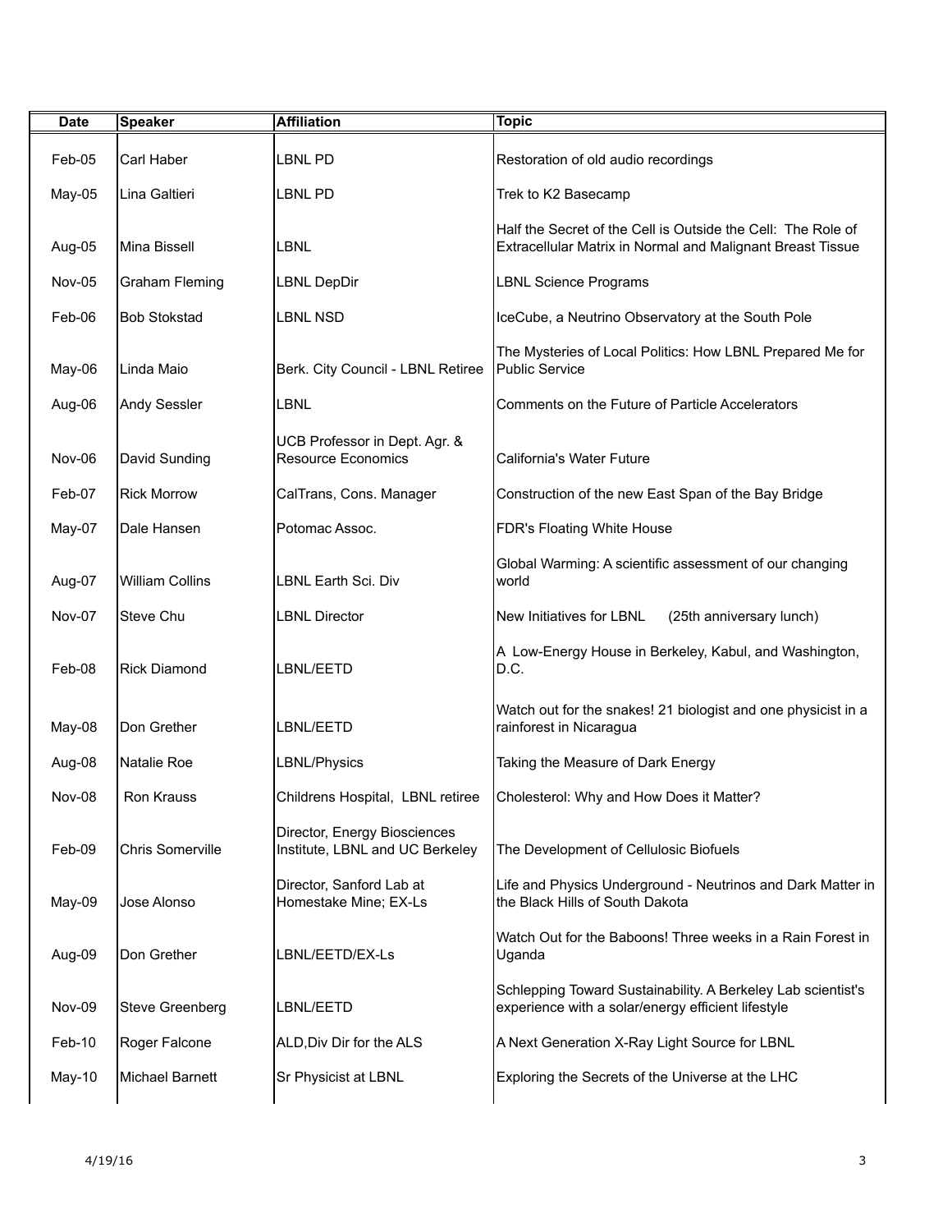| Date | Speaker | Affiliation | Topic |
|---|---|---|---|
| Feb-05 | Carl Haber | LBNL PD | Restoration of old audio recordings |
| May-05 | Lina Galtieri | LBNL PD | Trek to K2 Basecamp |
| Aug-05 | Mina Bissell | LBNL | Half the Secret of the Cell is Outside the Cell: The Role of Extracellular Matrix in Normal and Malignant Breast Tissue |
| Nov-05 | Graham Fleming | LBNL DepDir | LBNL Science Programs |
| Feb-06 | Bob Stokstad | LBNL NSD | IceCube, a Neutrino Observatory at the South Pole |
| May-06 | Linda Maio | Berk. City Council - LBNL Retiree | The Mysteries of Local Politics: How LBNL Prepared Me for Public Service |
| Aug-06 | Andy Sessler | LBNL | Comments on the Future of Particle Accelerators |
| Nov-06 | David Sunding | UCB Professor in Dept. Agr. & Resource Economics | California's Water Future |
| Feb-07 | Rick Morrow | CalTrans, Cons. Manager | Construction of the new East Span of the Bay Bridge |
| May-07 | Dale Hansen | Potomac Assoc. | FDR's Floating White House |
| Aug-07 | William Collins | LBNL Earth Sci. Div | Global Warming: A scientific assessment of our changing world |
| Nov-07 | Steve Chu | LBNL Director | New Initiatives for LBNL (25th anniversary lunch) |
| Feb-08 | Rick Diamond | LBNL/EETD | A Low-Energy House in Berkeley, Kabul, and Washington, D.C. |
| May-08 | Don Grether | LBNL/EETD | Watch out for the snakes! 21 biologist and one physicist in a rainforest in Nicaragua |
| Aug-08 | Natalie Roe | LBNL/Physics | Taking the Measure of Dark Energy |
| Nov-08 | Ron Krauss | Childrens Hospital, LBNL retiree | Cholesterol: Why and How Does it Matter? |
| Feb-09 | Chris Somerville | Director, Energy Biosciences Institute, LBNL and UC Berkeley | The Development of Cellulosic Biofuels |
| May-09 | Jose Alonso | Director, Sanford Lab at Homestake Mine; EX-Ls | Life and Physics Underground - Neutrinos and Dark Matter in the Black Hills of South Dakota |
| Aug-09 | Don Grether | LBNL/EETD/EX-Ls | Watch Out for the Baboons! Three weeks in a Rain Forest in Uganda |
| Nov-09 | Steve Greenberg | LBNL/EETD | Schlepping Toward Sustainability. A Berkeley Lab scientist's experience with a solar/energy efficient lifestyle |
| Feb-10 | Roger Falcone | ALD,Div Dir for the ALS | A Next Generation X-Ray Light Source for LBNL |
| May-10 | Michael Barnett | Sr Physicist at LBNL | Exploring the Secrets of the Universe at the LHC |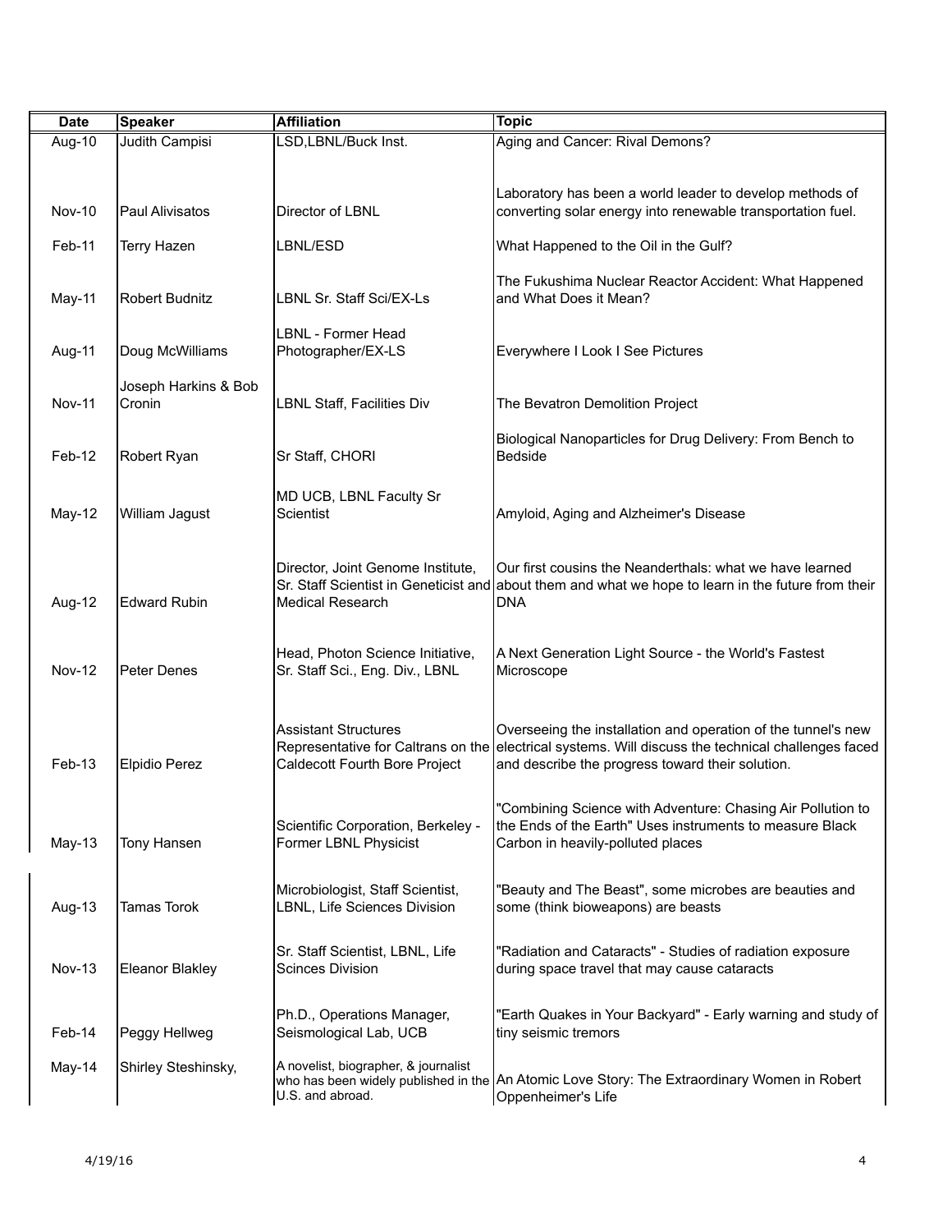| Date | Speaker | Affiliation | Topic |
|---|---|---|---|
| Aug-10 | Judith Campisi | LSD,LBNL/Buck Inst. | Aging and Cancer: Rival Demons? |
| Nov-10 | Paul Alivisatos | Director of LBNL | Laboratory has been a world leader to develop methods of converting solar energy into renewable transportation fuel. |
| Feb-11 | Terry Hazen | LBNL/ESD | What Happened to the Oil in the Gulf? |
| May-11 | Robert Budnitz | LBNL Sr. Staff Sci/EX-Ls | The Fukushima Nuclear Reactor Accident: What Happened and What Does it Mean? |
| Aug-11 | Doug McWilliams | LBNL - Former Head Photographer/EX-LS | Everywhere I Look I See Pictures |
| Nov-11 | Joseph Harkins & Bob Cronin | LBNL Staff, Facilities Div | The Bevatron Demolition Project |
| Feb-12 | Robert Ryan | Sr Staff, CHORI | Biological Nanoparticles for Drug Delivery: From Bench to Bedside |
| May-12 | William Jagust | MD UCB, LBNL Faculty Sr Scientist | Amyloid, Aging and Alzheimer's Disease |
| Aug-12 | Edward Rubin | Director, Joint Genome Institute, Sr. Staff Scientist in Geneticist and Medical Research | Our first cousins the Neanderthals: what we have learned about them and what we hope to learn in the future from their DNA |
| Nov-12 | Peter Denes | Head, Photon Science Initiative, Sr. Staff Sci., Eng. Div., LBNL | A Next Generation Light Source - the World's Fastest Microscope |
| Feb-13 | Elpidio Perez | Assistant Structures Representative for Caltrans on the Caldecott Fourth Bore Project | Overseeing the installation and operation of the tunnel's new electrical systems. Will discuss the technical challenges faced and describe the progress toward their solution. |
| May-13 | Tony Hansen | Scientific Corporation, Berkeley - Former LBNL Physicist | "Combining Science with Adventure: Chasing Air Pollution to the Ends of the Earth" Uses instruments to measure Black Carbon in heavily-polluted places |
| Aug-13 | Tamas Torok | Microbiologist, Staff Scientist, LBNL, Life Sciences Division | "Beauty and The Beast", some microbes are beauties and some (think bioweapons) are beasts |
| Nov-13 | Eleanor Blakley | Sr. Staff Scientist, LBNL, Life Scinces Division | "Radiation and Cataracts" - Studies of radiation exposure during space travel that may cause cataracts |
| Feb-14 | Peggy Hellweg | Ph.D., Operations Manager, Seismological Lab, UCB | "Earth Quakes in Your Backyard" - Early warning and study of tiny seismic tremors |
| May-14 | Shirley Steshinsky, | A novelist, biographer, & journalist who has been widely published in the U.S. and abroad. | An Atomic Love Story: The Extraordinary Women in Robert Oppenheimer's Life |

4/19/16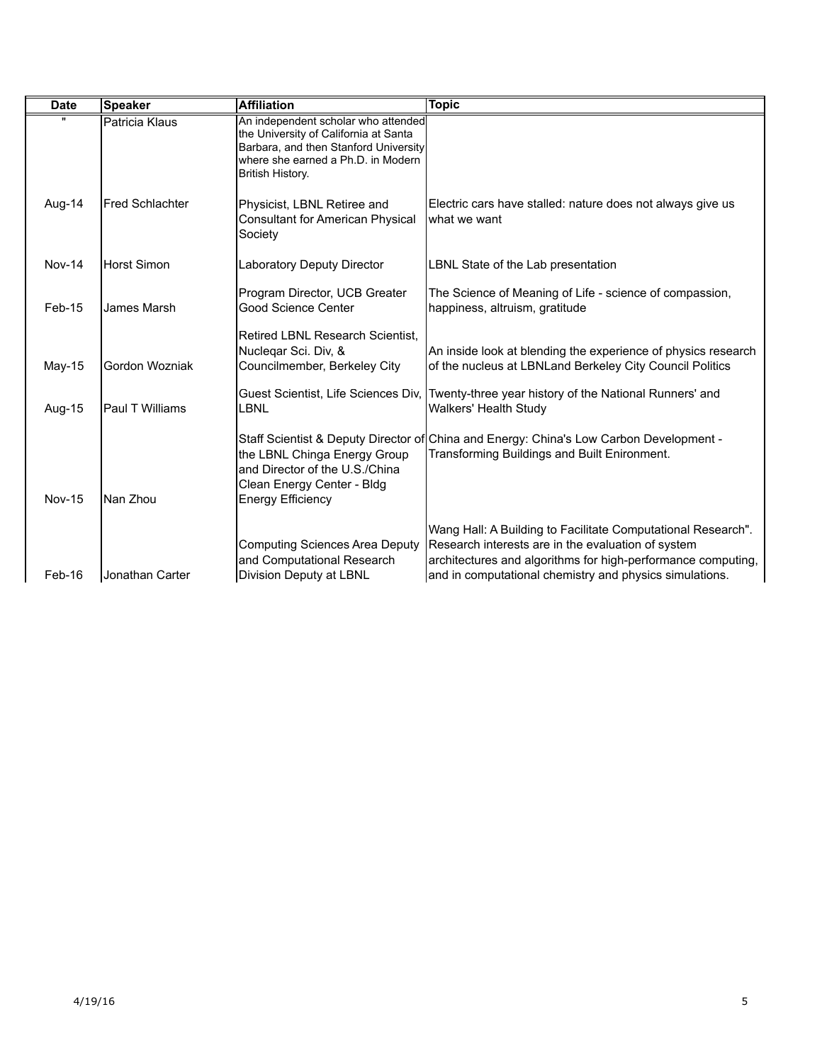| Date | Speaker | Affiliation | Topic |
|---|---|---|---|
| " | Patricia Klaus | An independent scholar who attended the University of California at Santa Barbara, and then Stanford University where she earned a Ph.D. in Modern British History. | |
| Aug-14 | Fred Schlachter | Physicist, LBNL Retiree and Consultant for American Physical Society | Electric cars have stalled: nature does not always give us what we want |
| Nov-14 | Horst Simon | Laboratory Deputy Director | LBNL State of the Lab presentation |
| Feb-15 | James Marsh | Program Director, UCB Greater Good Science Center | The Science of Meaning of Life - science of compassion, happiness, altruism, gratitude |
| May-15 | Gordon Wozniak | Retired LBNL Research Scientist, Nucleqar Sci. Div, & Councilmember, Berkeley City | An inside look at blending the experience of physics research of the nucleus at LBNLand Berkeley City Council Politics |
| Aug-15 | Paul T Williams | Guest Scientist, Life Sciences Div, LBNL | Twenty-three year history of the National Runners' and Walkers' Health Study |
| Nov-15 | Nan Zhou | Staff Scientist & Deputy Director of the LBNL Chinga Energy Group and Director of the U.S./China Clean Energy Center - Bldg Energy Efficiency | China and Energy: China's Low Carbon Development - Transforming Buildings and Built Eironment. |
| Feb-16 | Jonathan Carter | Computing Sciences Area Deputy and Computational Research Division Deputy at LBNL | Wang Hall: A Building to Facilitate Computational Research". Research interests are in the evaluation of system architectures and algorithms for high-performance computing, and in computational chemistry and physics simulations. |